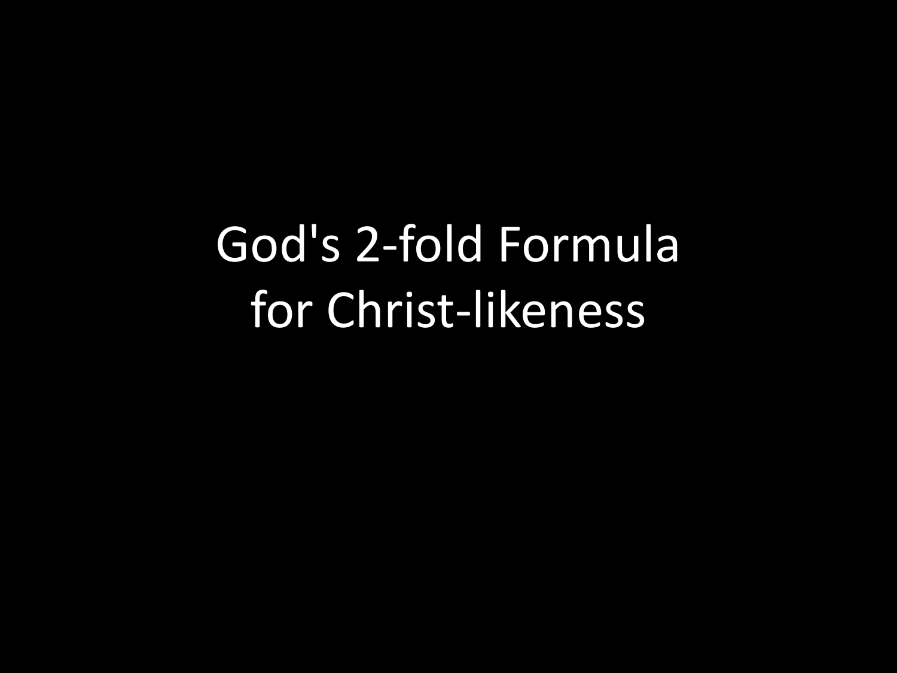# God's 2-fold Formula for Christ-likeness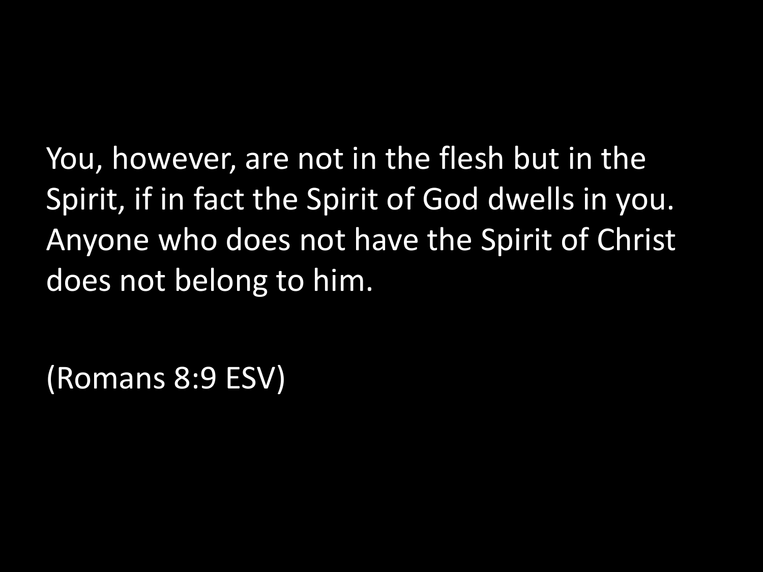You, however, are not in the flesh but in the Spirit, if in fact the Spirit of God dwells in you. Anyone who does not have the Spirit of Christ does not belong to him.

(Romans 8:9 ESV)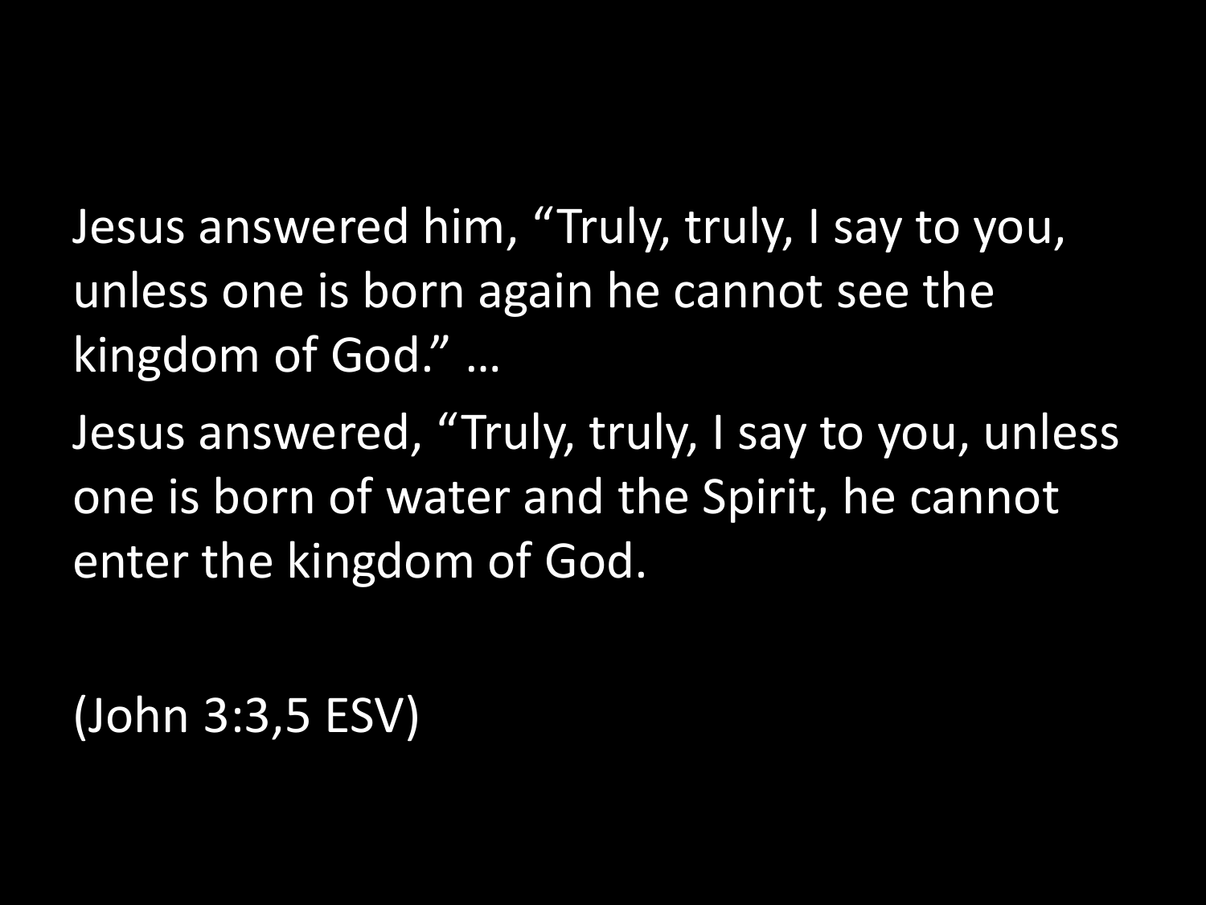Jesus answered him, “Truly, truly, I say to you, unless one is born again he cannot see the kingdom of God.” …

Jesus answered, “Truly, truly, I say to you, unless one is born of water and the Spirit, he cannot enter the kingdom of God.

(John 3:3,5 ESV)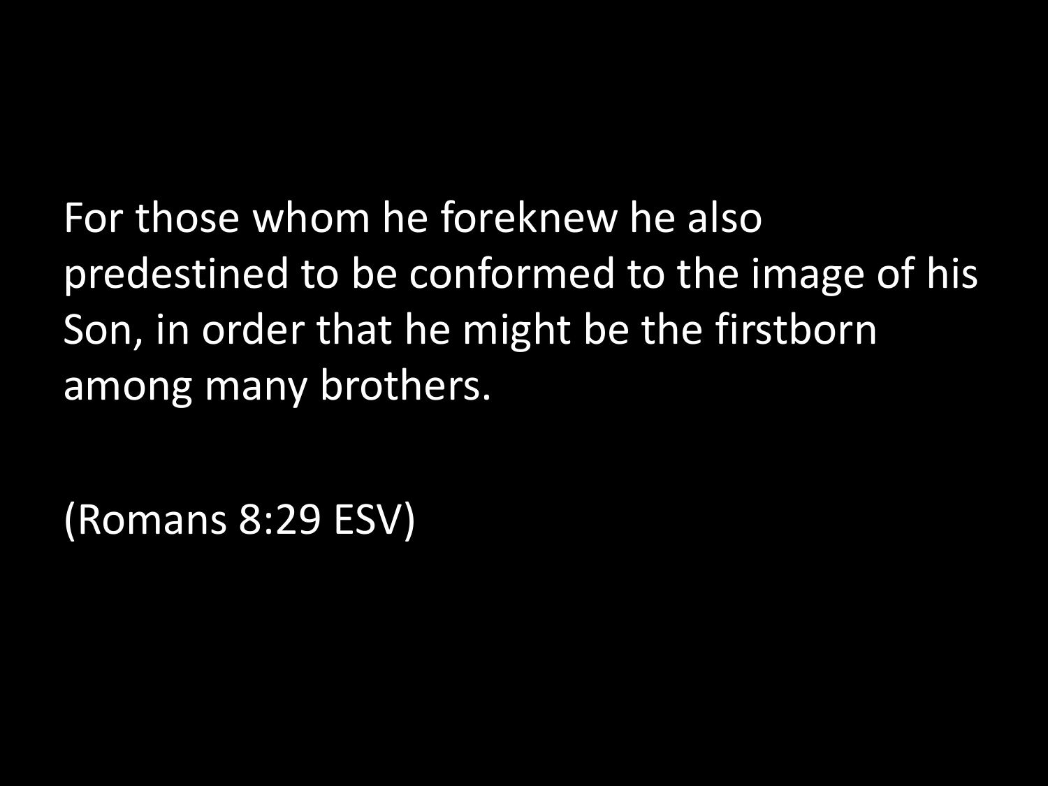For those whom he foreknew he also predestined to be conformed to the image of his Son, in order that he might be the firstborn among many brothers.

(Romans 8:29 ESV)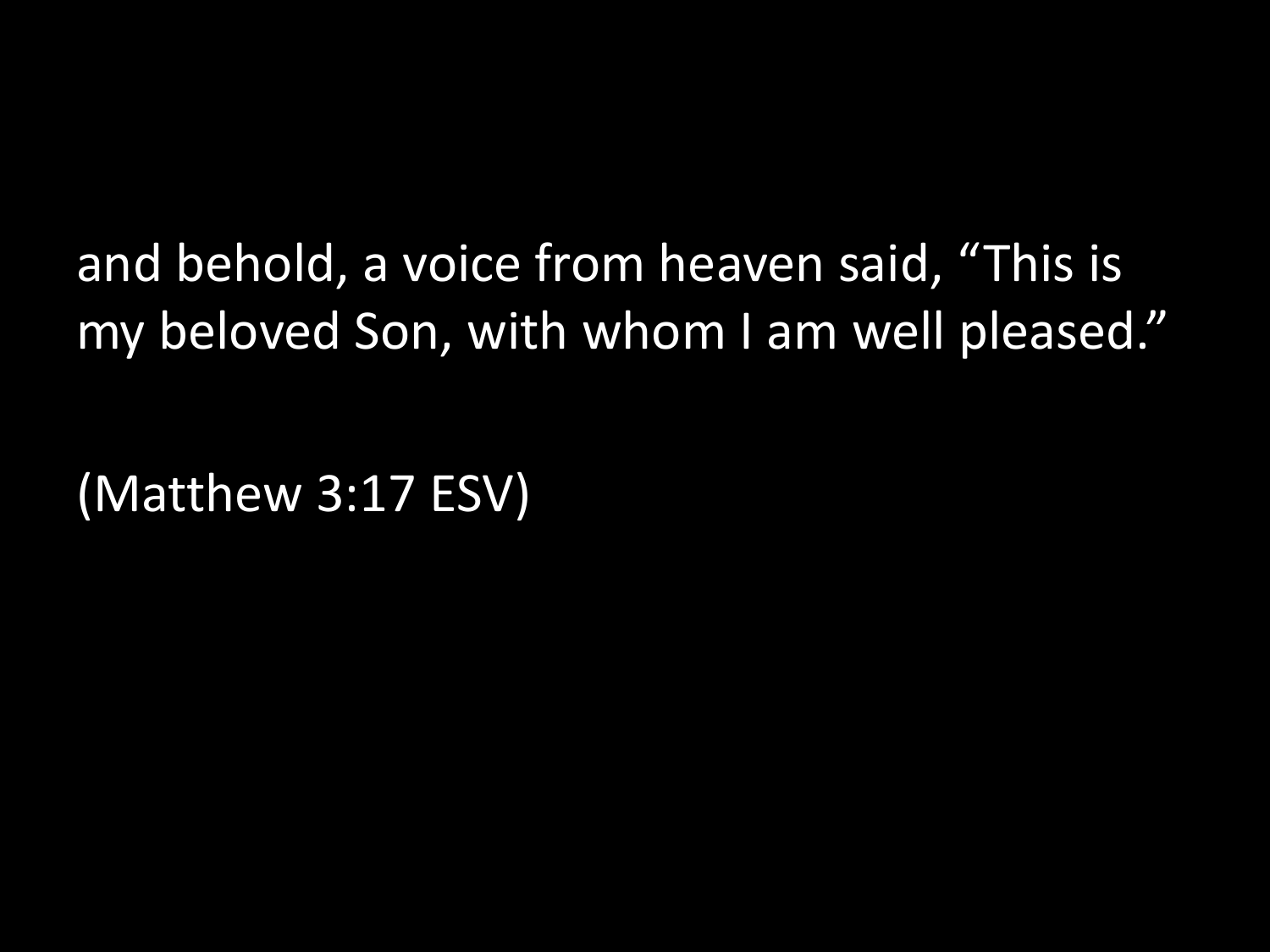and behold, a voice from heaven said, “This is my beloved Son, with whom I am well pleased.”

(Matthew 3:17 ESV)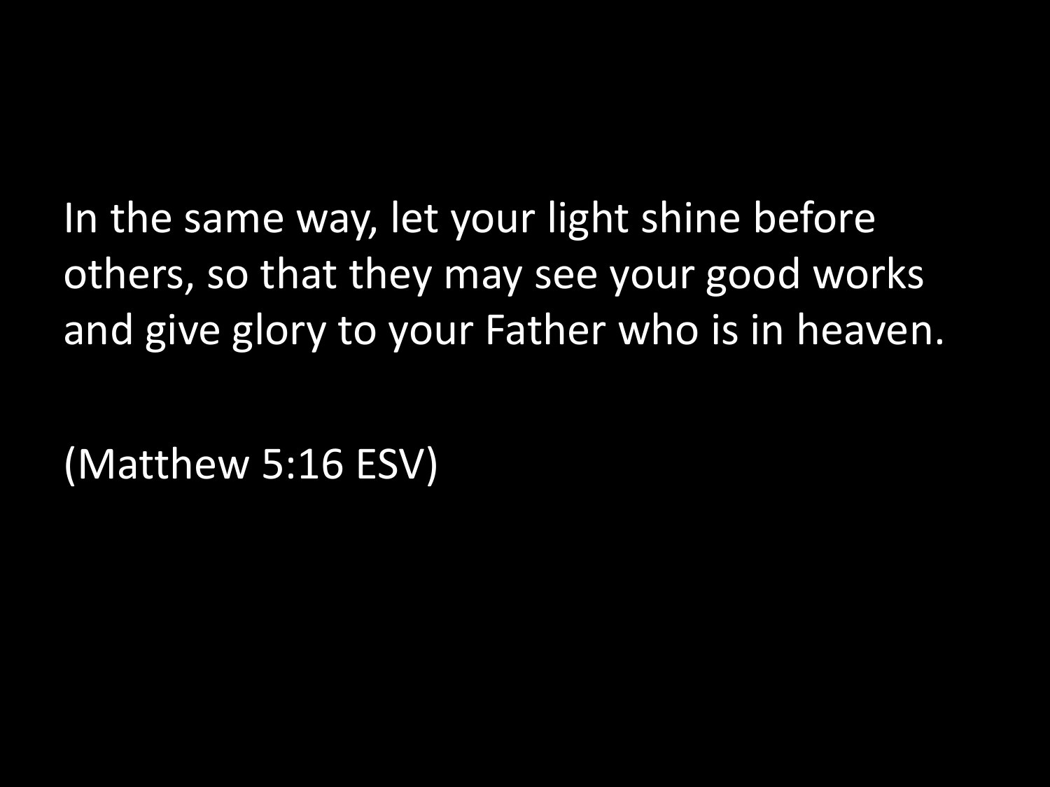In the same way, let your light shine before others, so that they may see your good works and give glory to your Father who is in heaven.

(Matthew 5:16 ESV)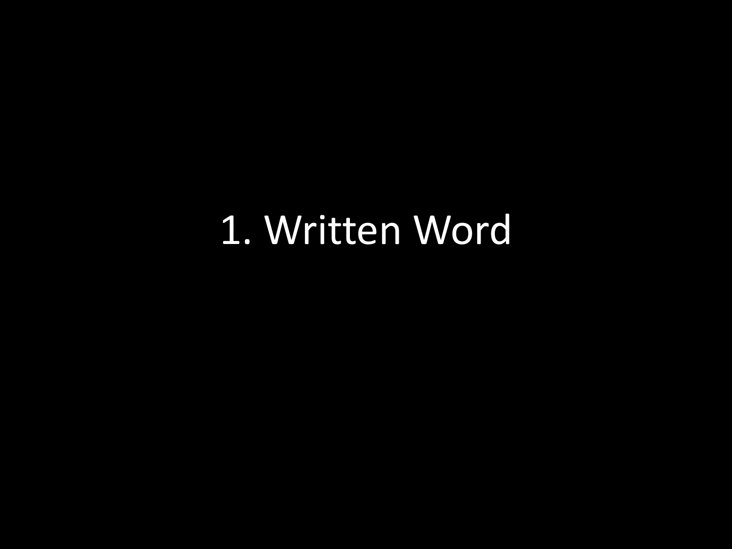# 1. Written Word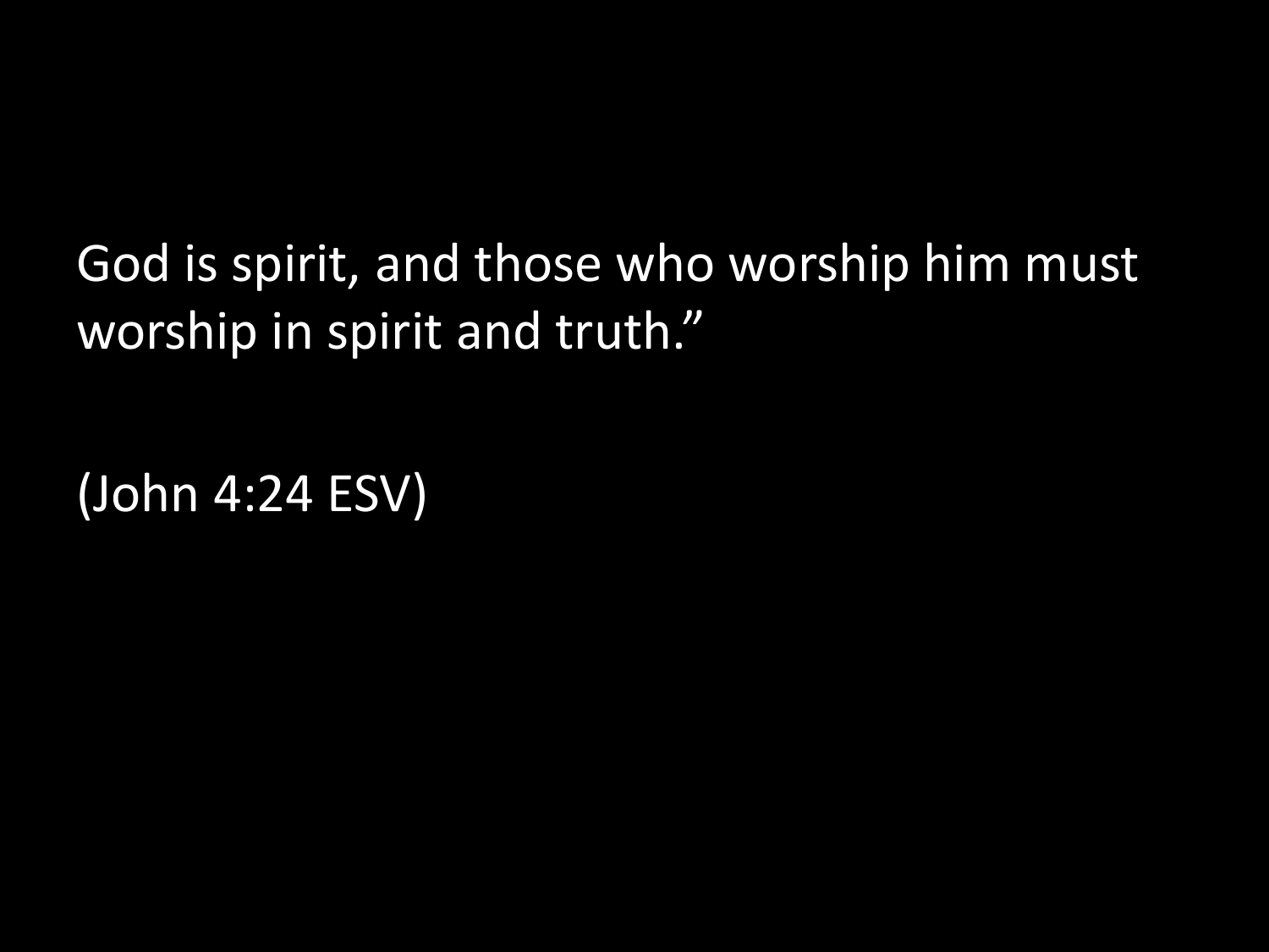God is spirit, and those who worship him must worship in spirit and truth."

(John 4:24 ESV)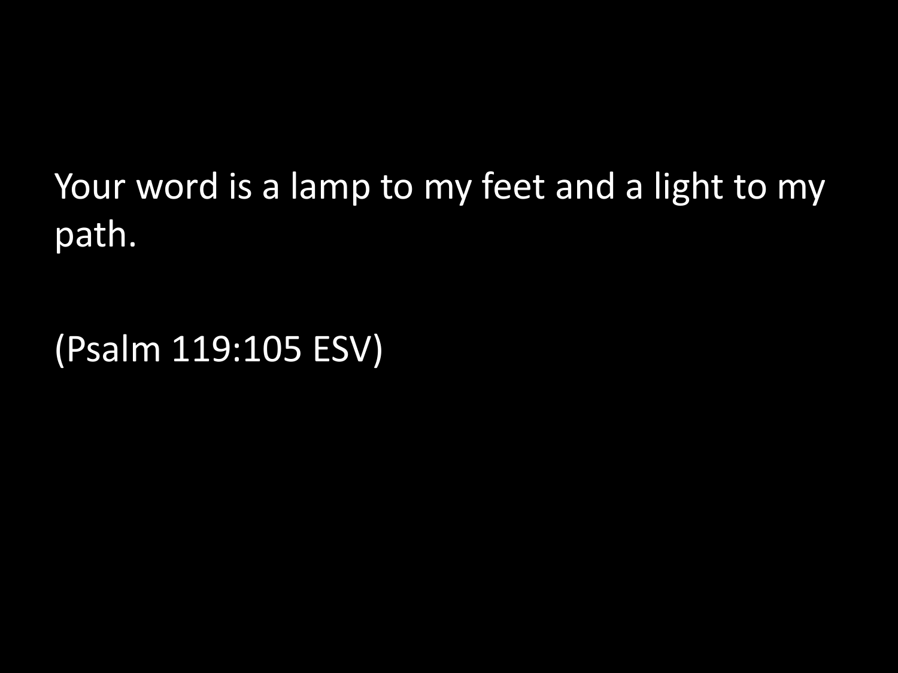Your word is a lamp to my feet and a light to my path.

(Psalm 119:105 ESV)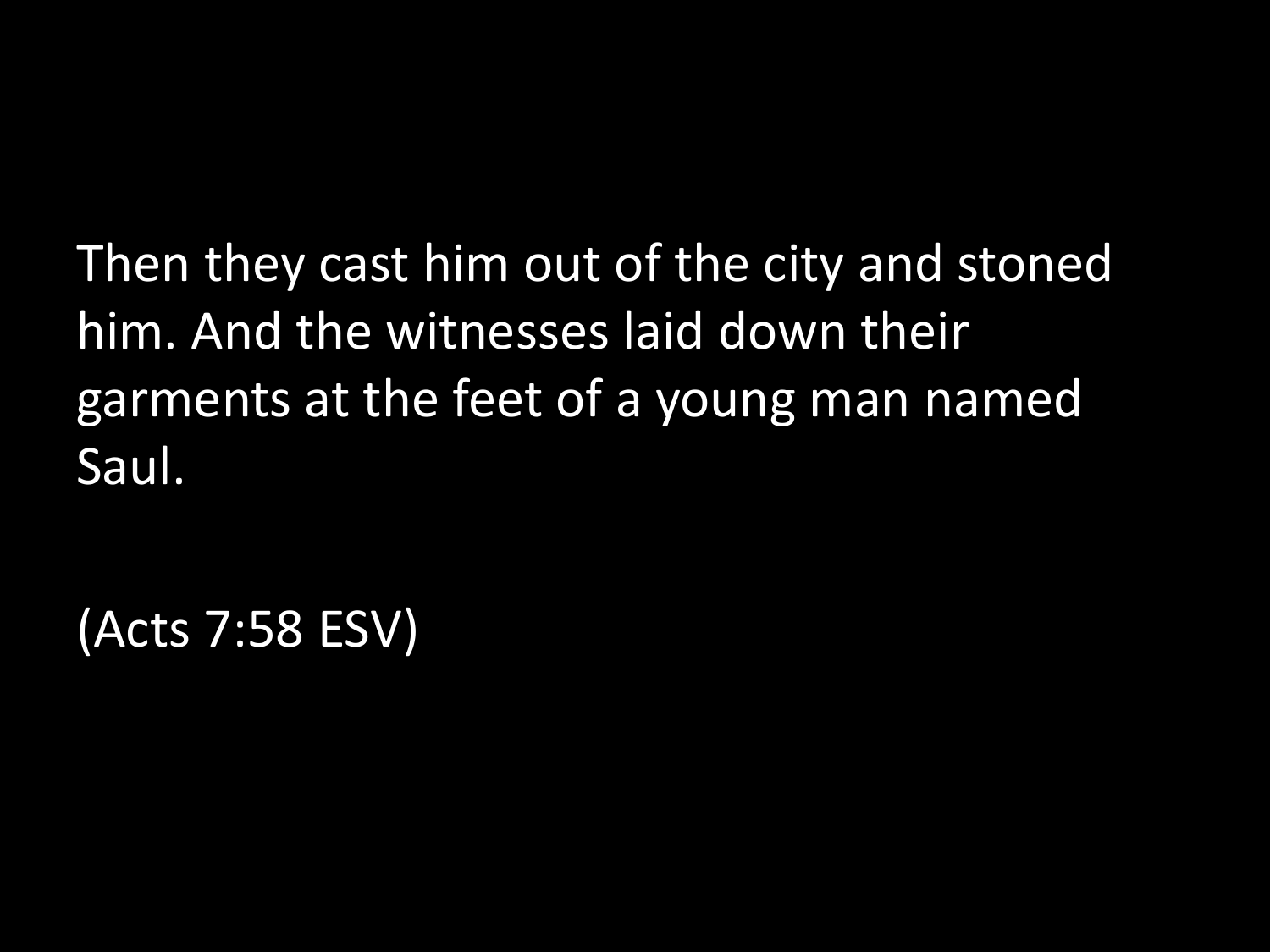Then they cast him out of the city and stoned him. And the witnesses laid down their garments at the feet of a young man named Saul.

(Acts 7:58 ESV)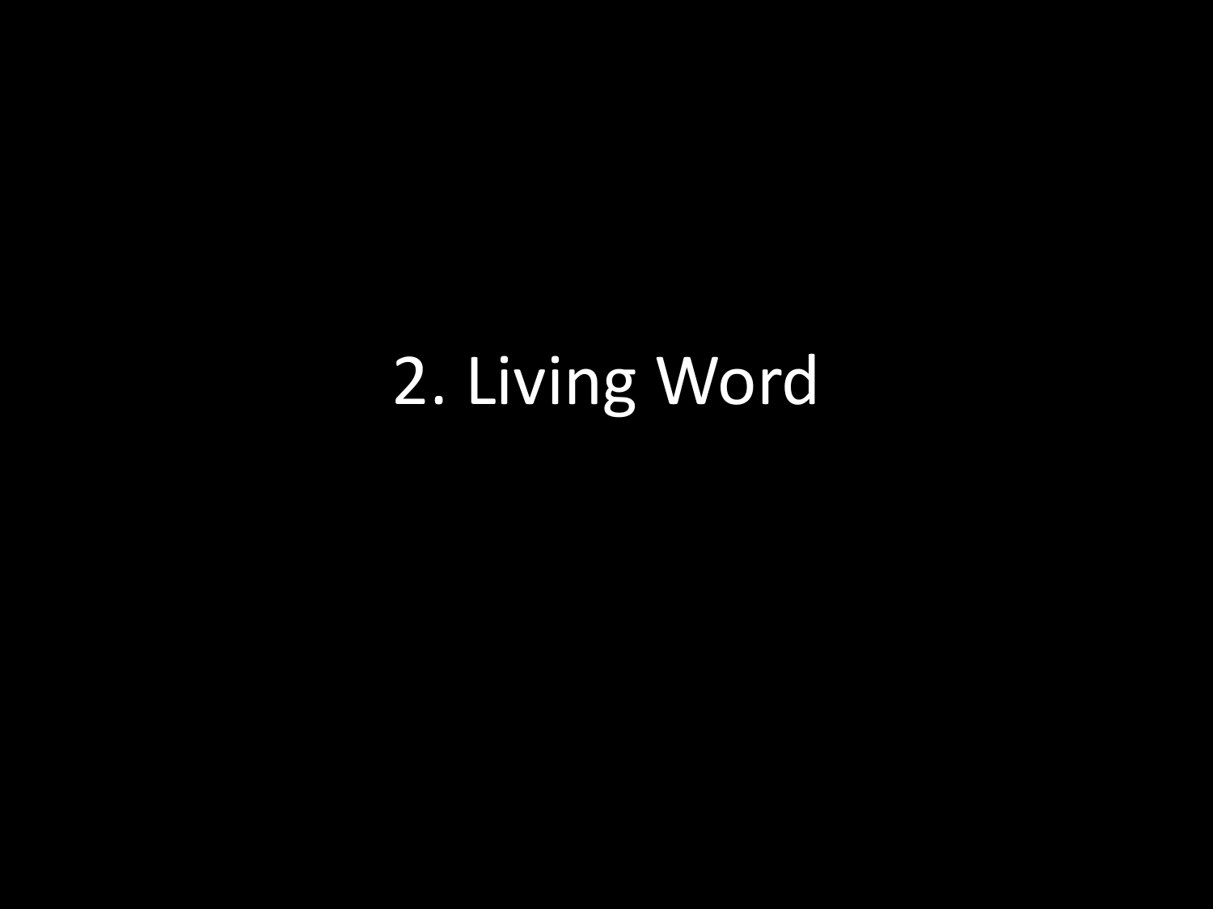# 2. Living Word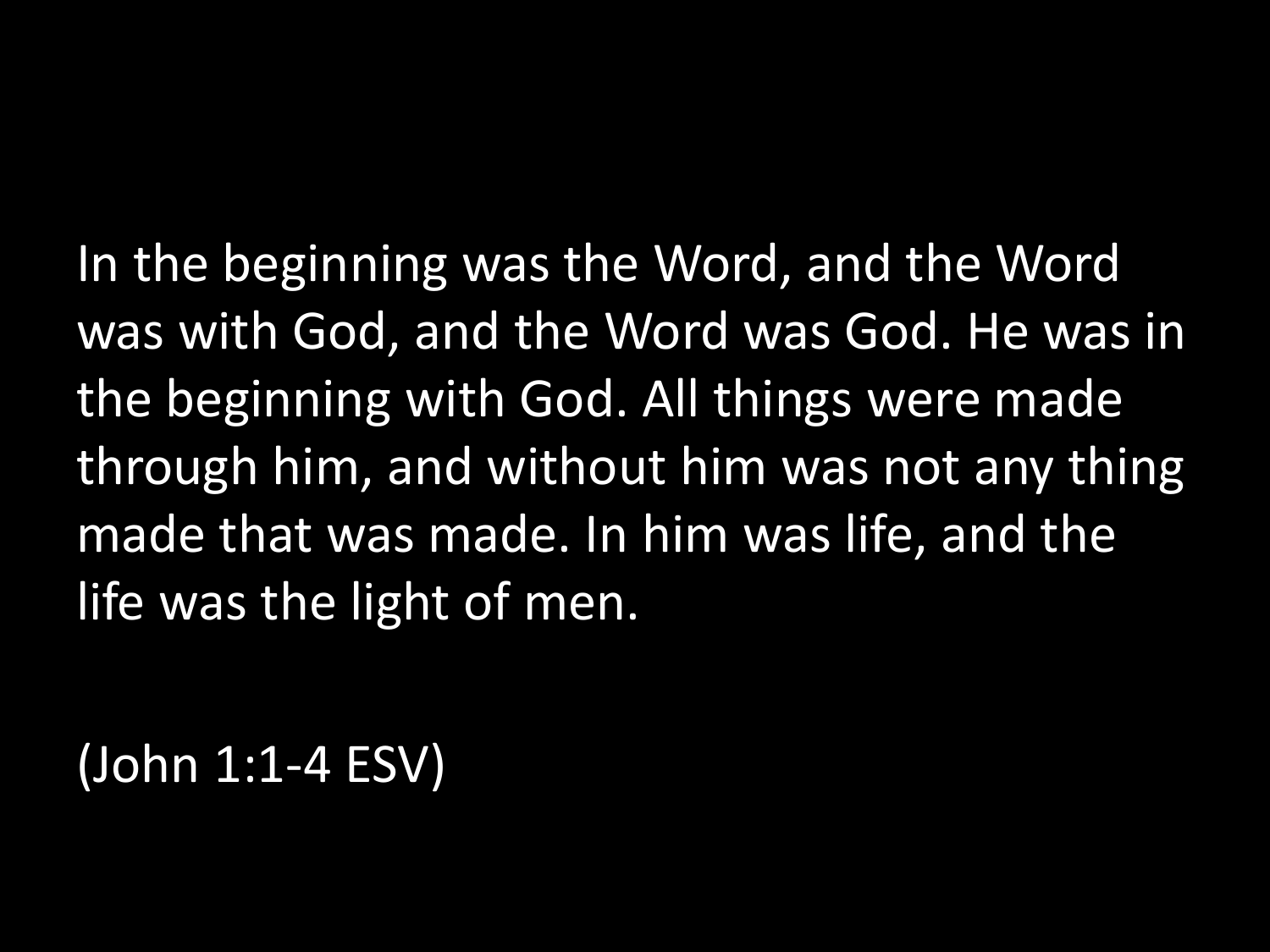In the beginning was the Word, and the Word was with God, and the Word was God. He was in the beginning with God. All things were made through him, and without him was not any thing made that was made. In him was life, and the life was the light of men.

(John 1:1-4 ESV)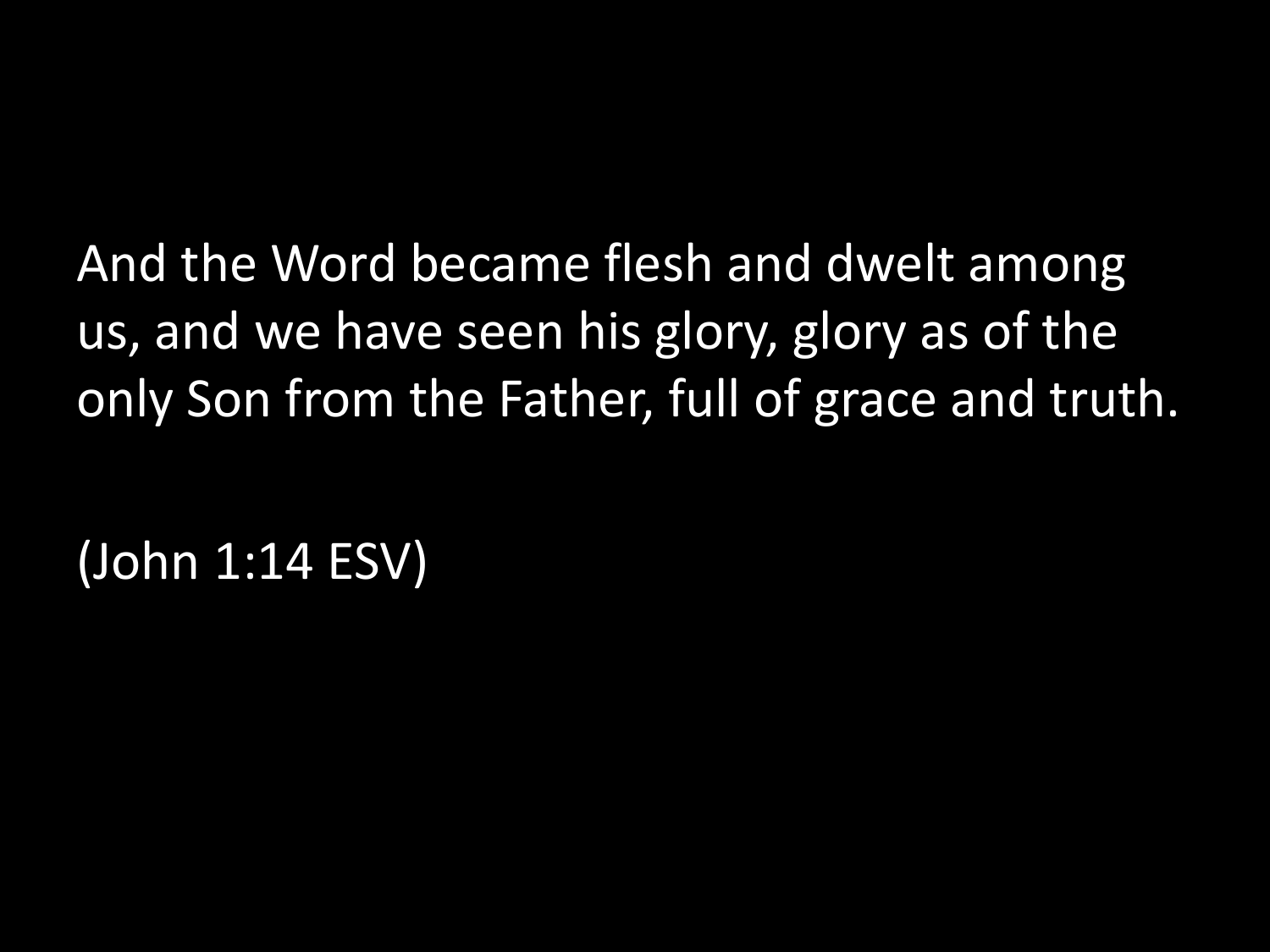And the Word became flesh and dwelt among us, and we have seen his glory, glory as of the only Son from the Father, full of grace and truth.

(John 1:14 ESV)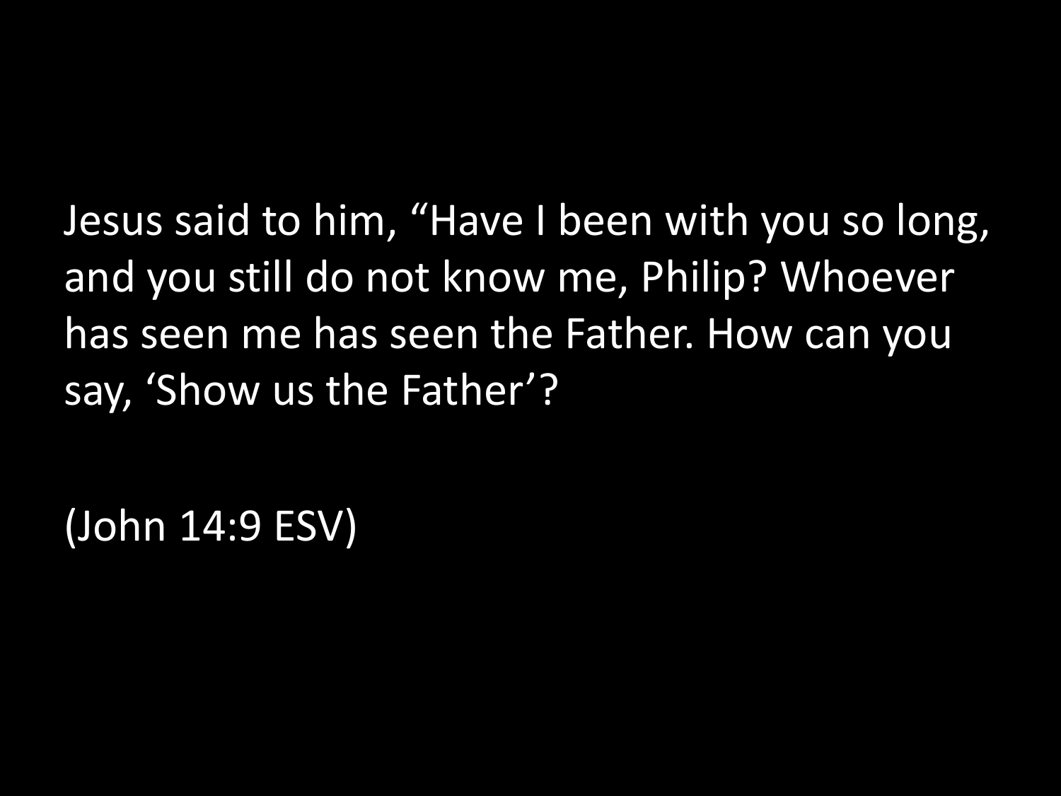Jesus said to him, “Have I been with you so long, and you still do not know me, Philip? Whoever has seen me has seen the Father. How can you say, ‘Show us the Father’?

(John 14:9 ESV)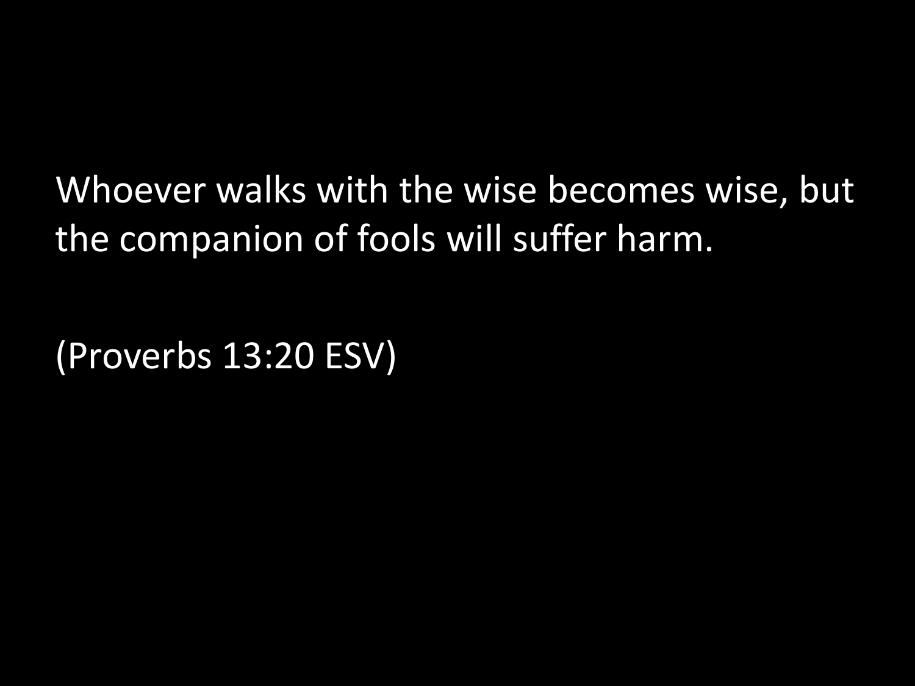Whoever walks with the wise becomes wise, but the companion of fools will suffer harm.

(Proverbs 13:20 ESV)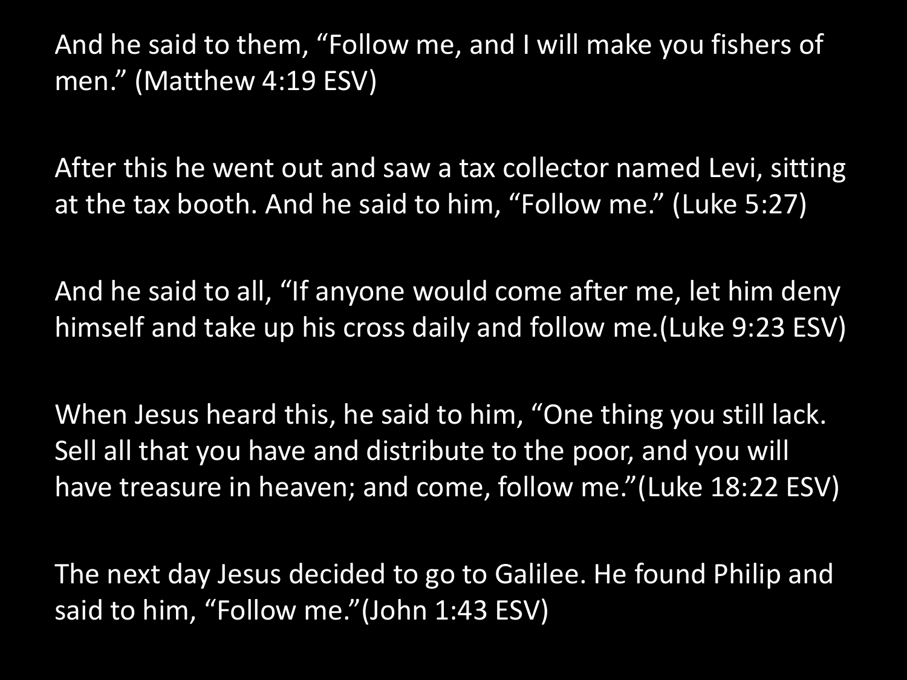And he said to them, “Follow me, and I will make you fishers of men.” (Matthew 4:19 ESV)

After this he went out and saw a tax collector named Levi, sitting at the tax booth. And he said to him, “Follow me.” (Luke 5:27)

And he said to all, “If anyone would come after me, let him deny himself and take up his cross daily and follow me.(Luke 9:23 ESV)

When Jesus heard this, he said to him, “One thing you still lack. Sell all that you have and distribute to the poor, and you will have treasure in heaven; and come, follow me.”(Luke 18:22 ESV)

The next day Jesus decided to go to Galilee. He found Philip and said to him, “Follow me.”(John 1:43 ESV)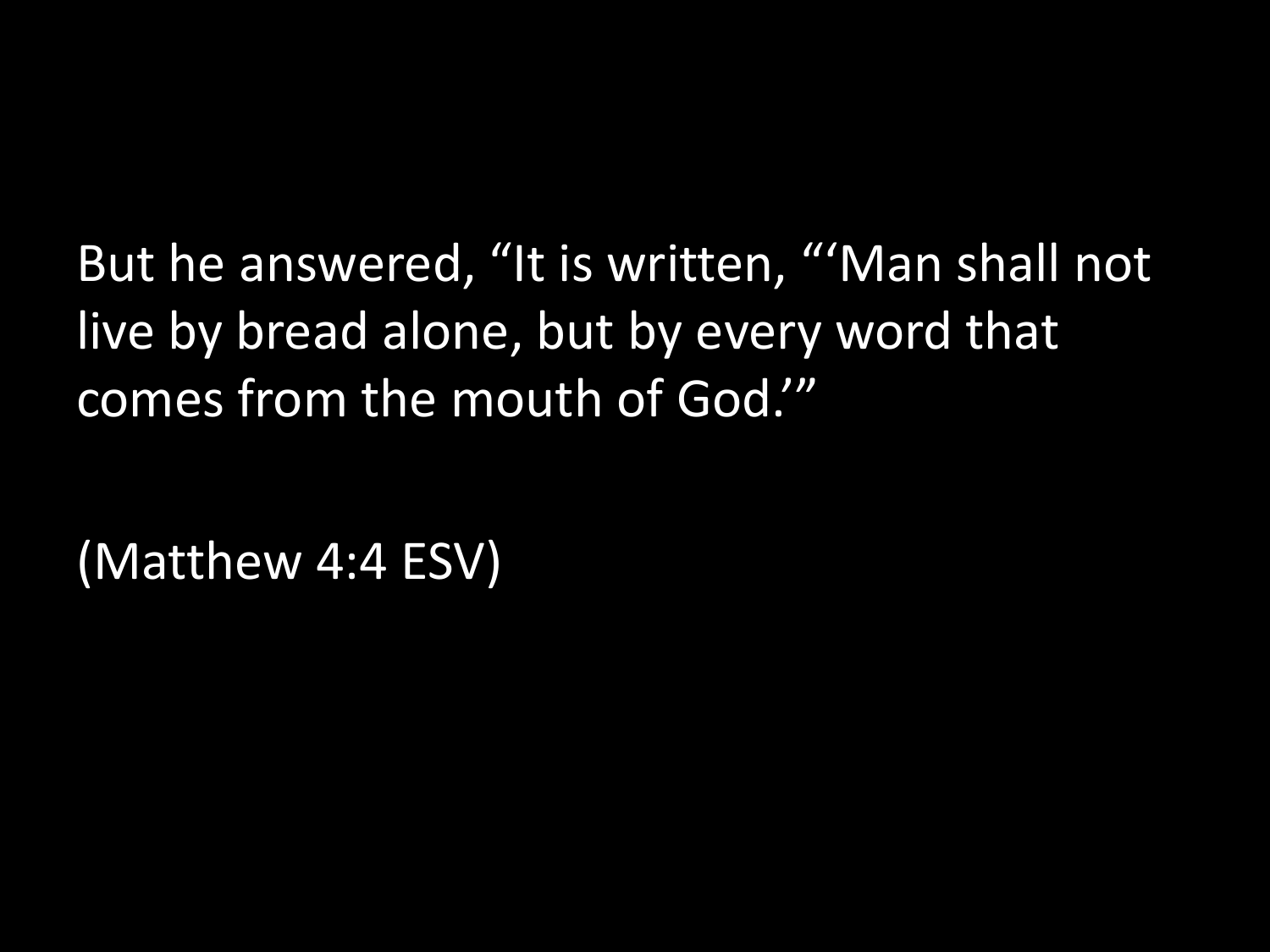But he answered, “It is written, “‘Man shall not live by bread alone, but by every word that comes from the mouth of God.’”

(Matthew 4:4 ESV)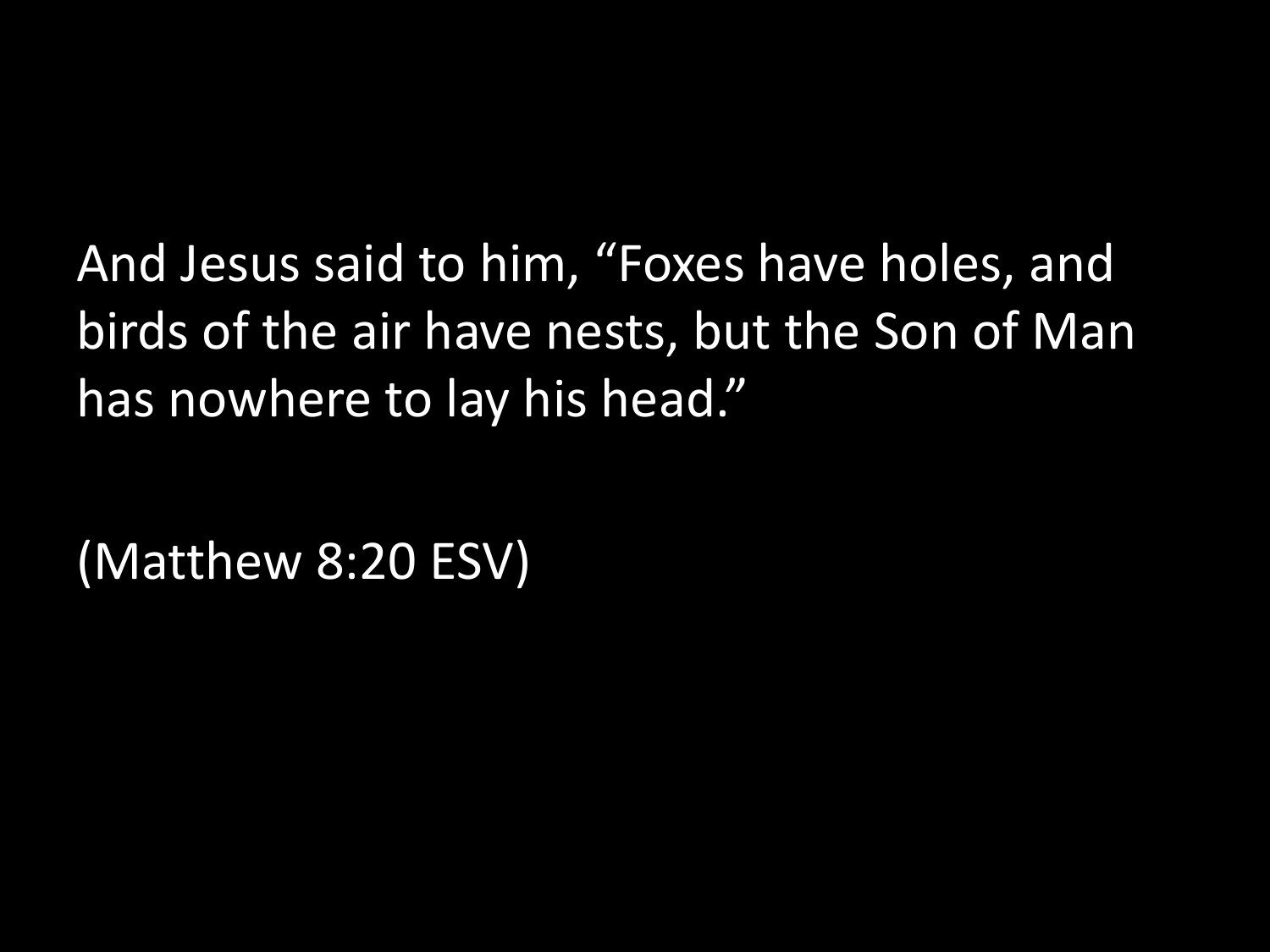And Jesus said to him, “Foxes have holes, and birds of the air have nests, but the Son of Man has nowhere to lay his head.”

(Matthew 8:20 ESV)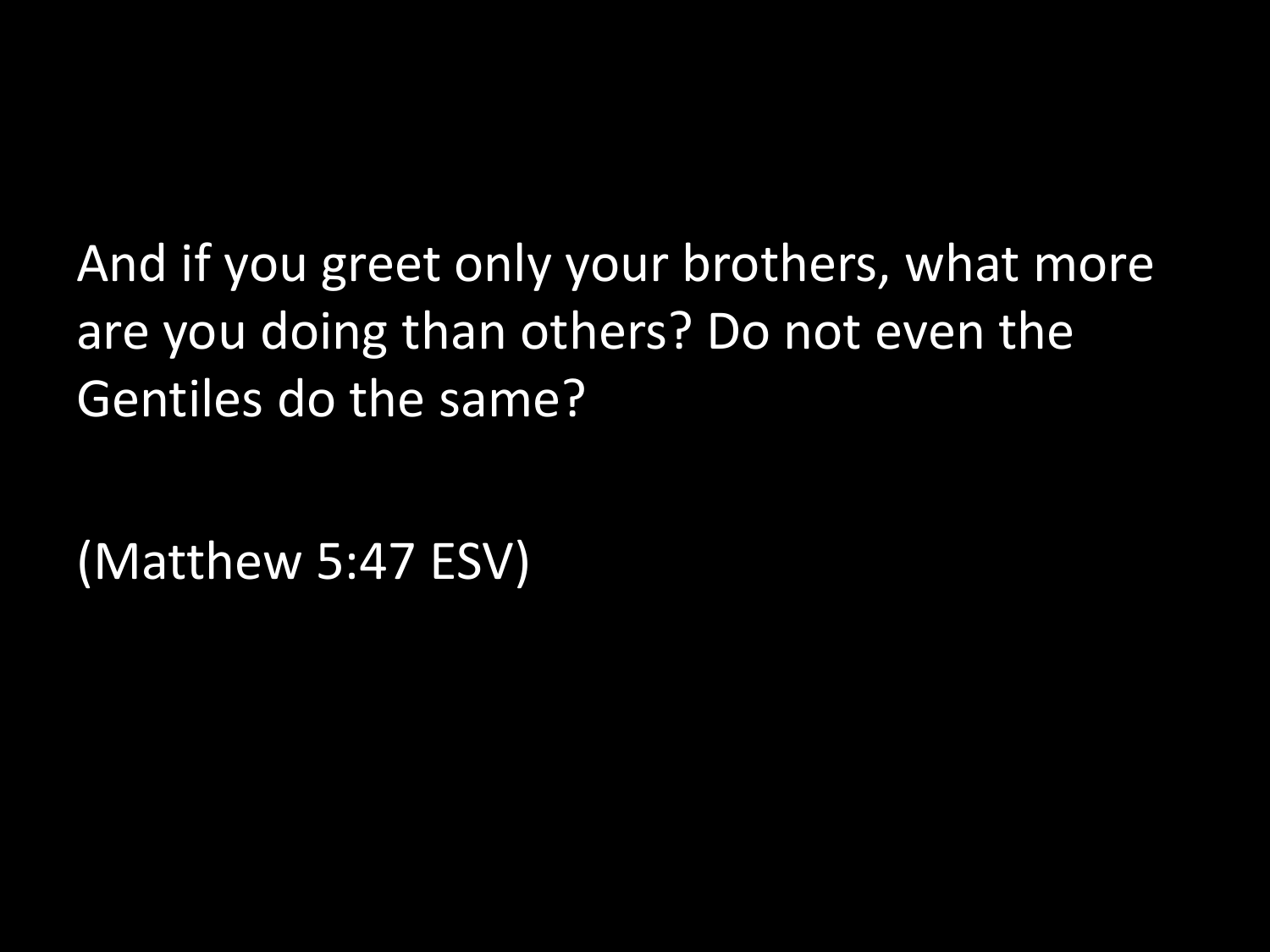And if you greet only your brothers, what more are you doing than others? Do not even the Gentiles do the same?

(Matthew 5:47 ESV)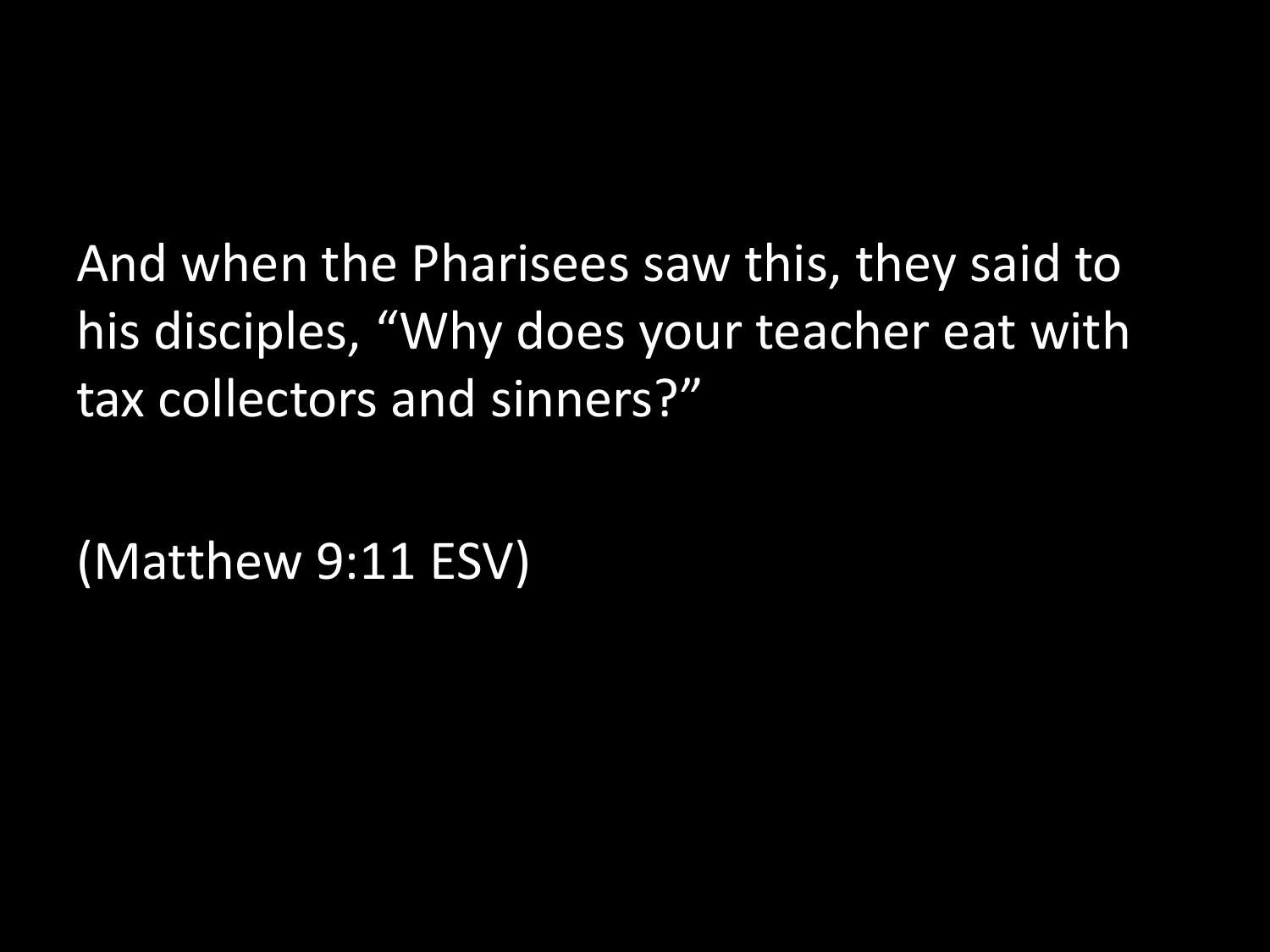And when the Pharisees saw this, they said to his disciples, “Why does your teacher eat with tax collectors and sinners?”

(Matthew 9:11 ESV)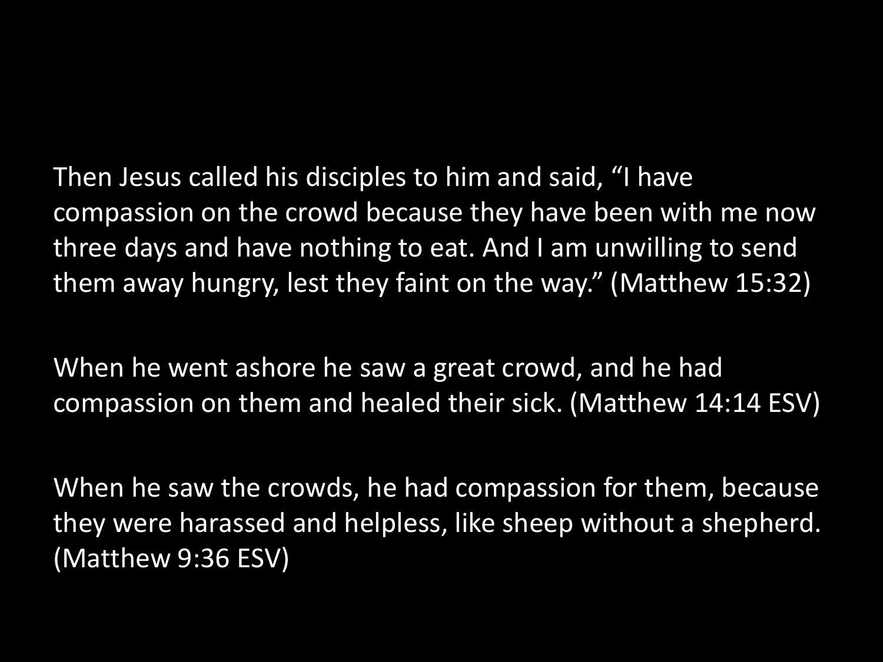Then Jesus called his disciples to him and said, “I have compassion on the crowd because they have been with me now three days and have nothing to eat. And I am unwilling to send them away hungry, lest they faint on the way.” (Matthew 15:32)

When he went ashore he saw a great crowd, and he had compassion on them and healed their sick. (Matthew 14:14 ESV)

When he saw the crowds, he had compassion for them, because they were harassed and helpless, like sheep without a shepherd. (Matthew 9:36 ESV)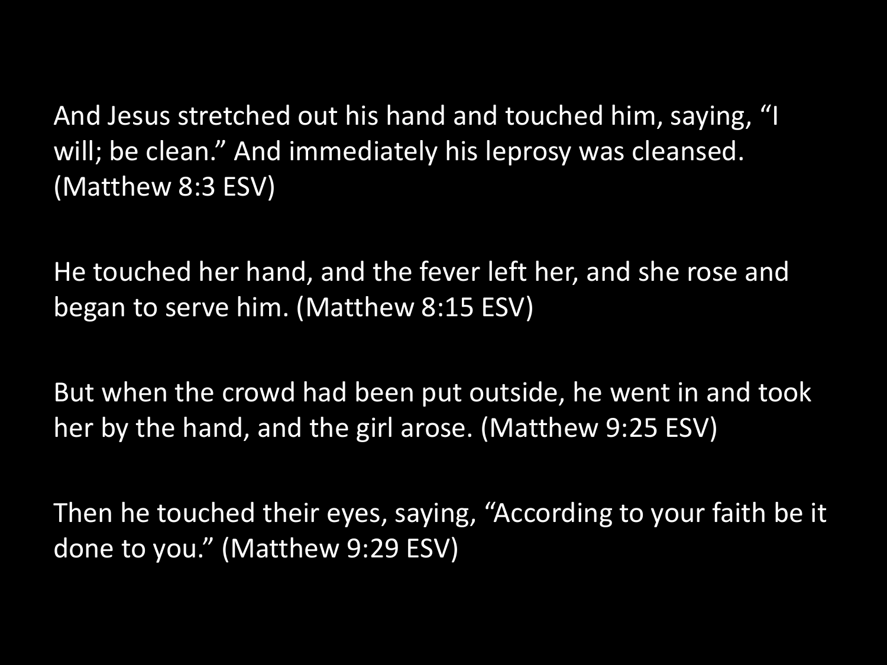And Jesus stretched out his hand and touched him, saying, “I will; be clean.” And immediately his leprosy was cleansed. (Matthew 8:3 ESV)

He touched her hand, and the fever left her, and she rose and began to serve him. (Matthew 8:15 ESV)

But when the crowd had been put outside, he went in and took her by the hand, and the girl arose. (Matthew 9:25 ESV)

Then he touched their eyes, saying, “According to your faith be it done to you.” (Matthew 9:29 ESV)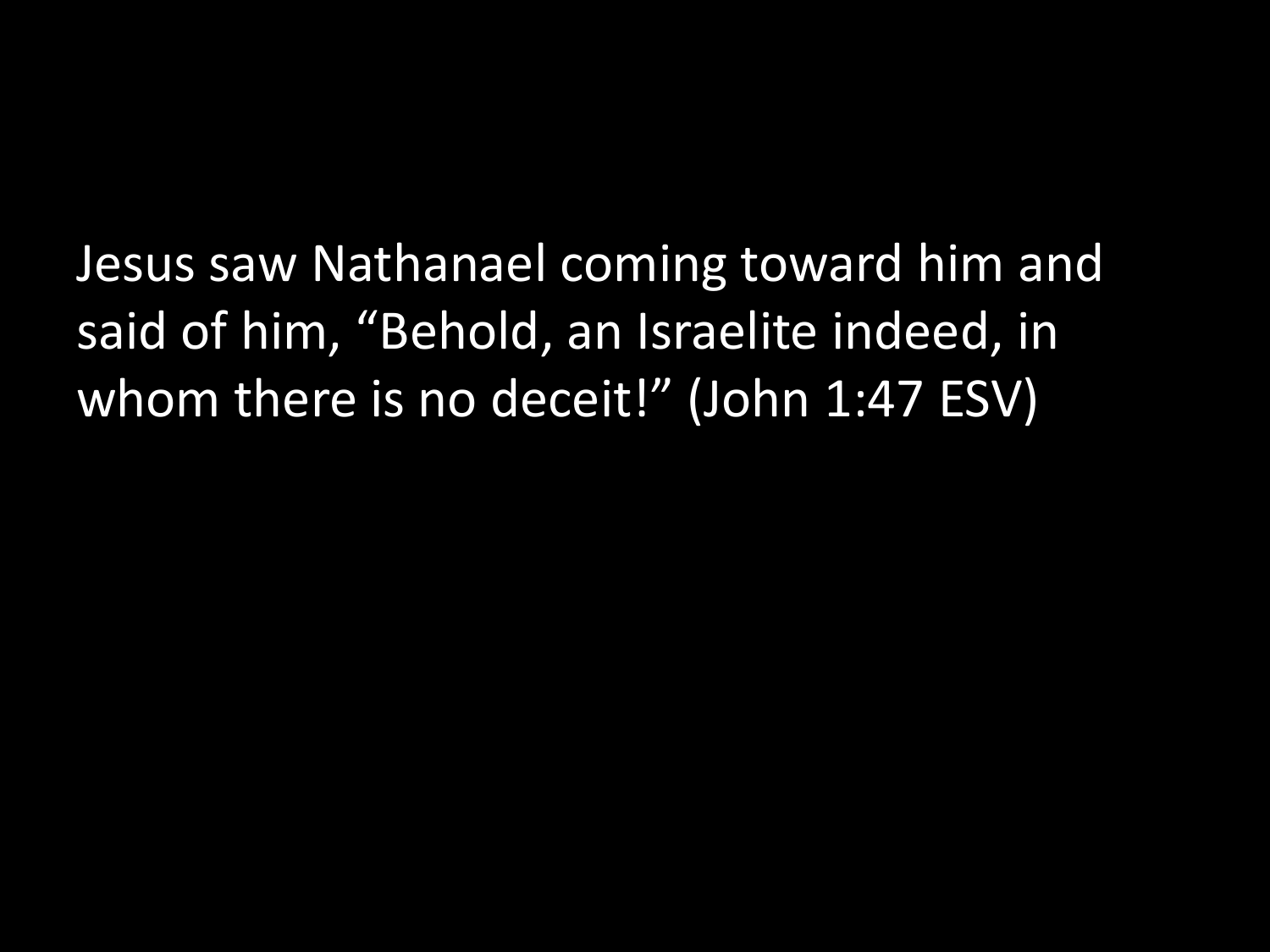Jesus saw Nathanael coming toward him and said of him, “Behold, an Israelite indeed, in whom there is no deceit!” (John 1:47 ESV)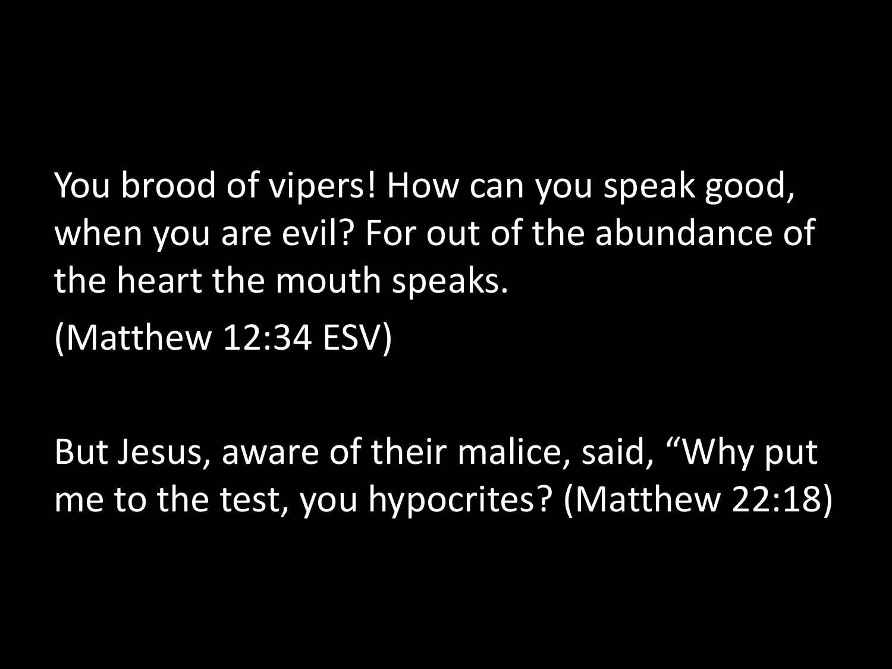You brood of vipers! How can you speak good, when you are evil? For out of the abundance of the heart the mouth speaks.

(Matthew 12:34 ESV)

But Jesus, aware of their malice, said, “Why put me to the test, you hypocrites? (Matthew 22:18)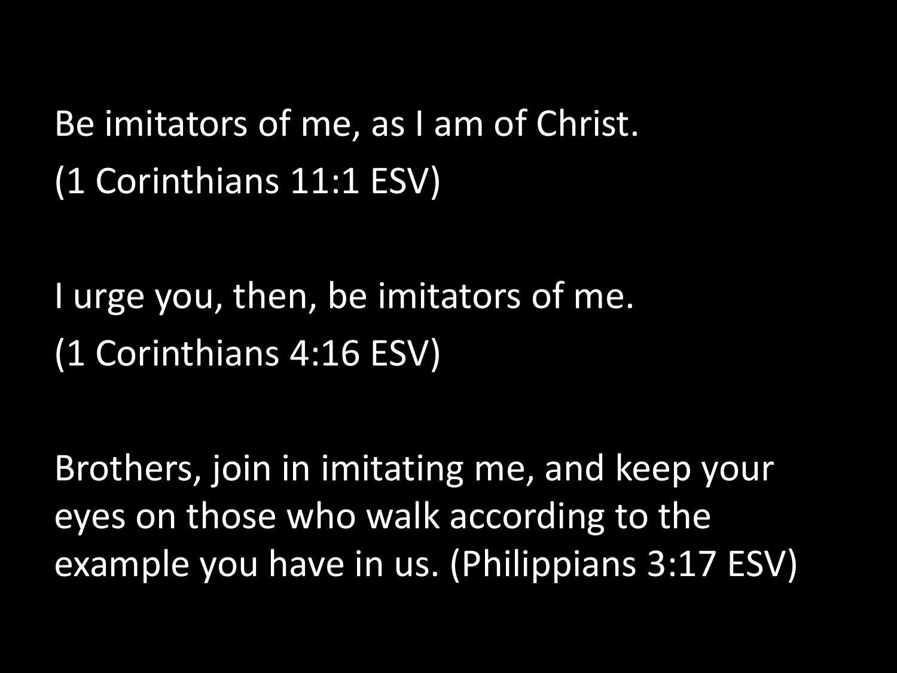Be imitators of me, as I am of Christ.
(1 Corinthians 11:1 ESV)

I urge you, then, be imitators of me.
(1 Corinthians 4:16 ESV)

Brothers, join in imitating me, and keep your eyes on those who walk according to the example you have in us. (Philippians 3:17 ESV)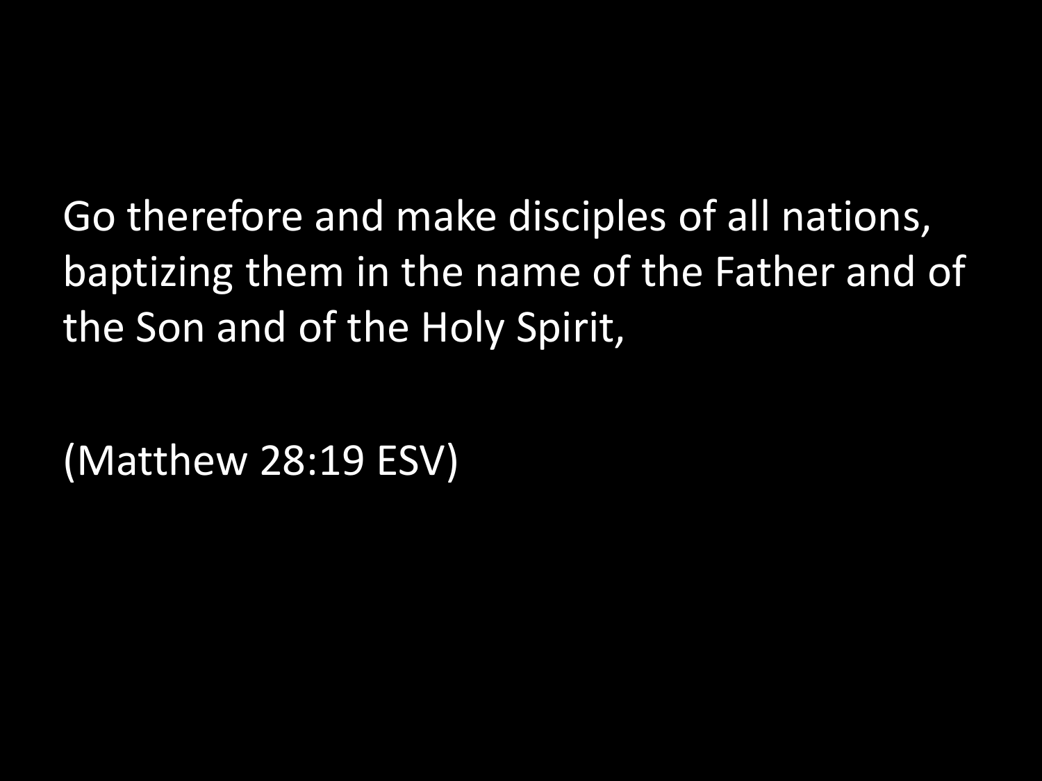Go therefore and make disciples of all nations, baptizing them in the name of the Father and of the Son and of the Holy Spirit,

(Matthew 28:19 ESV)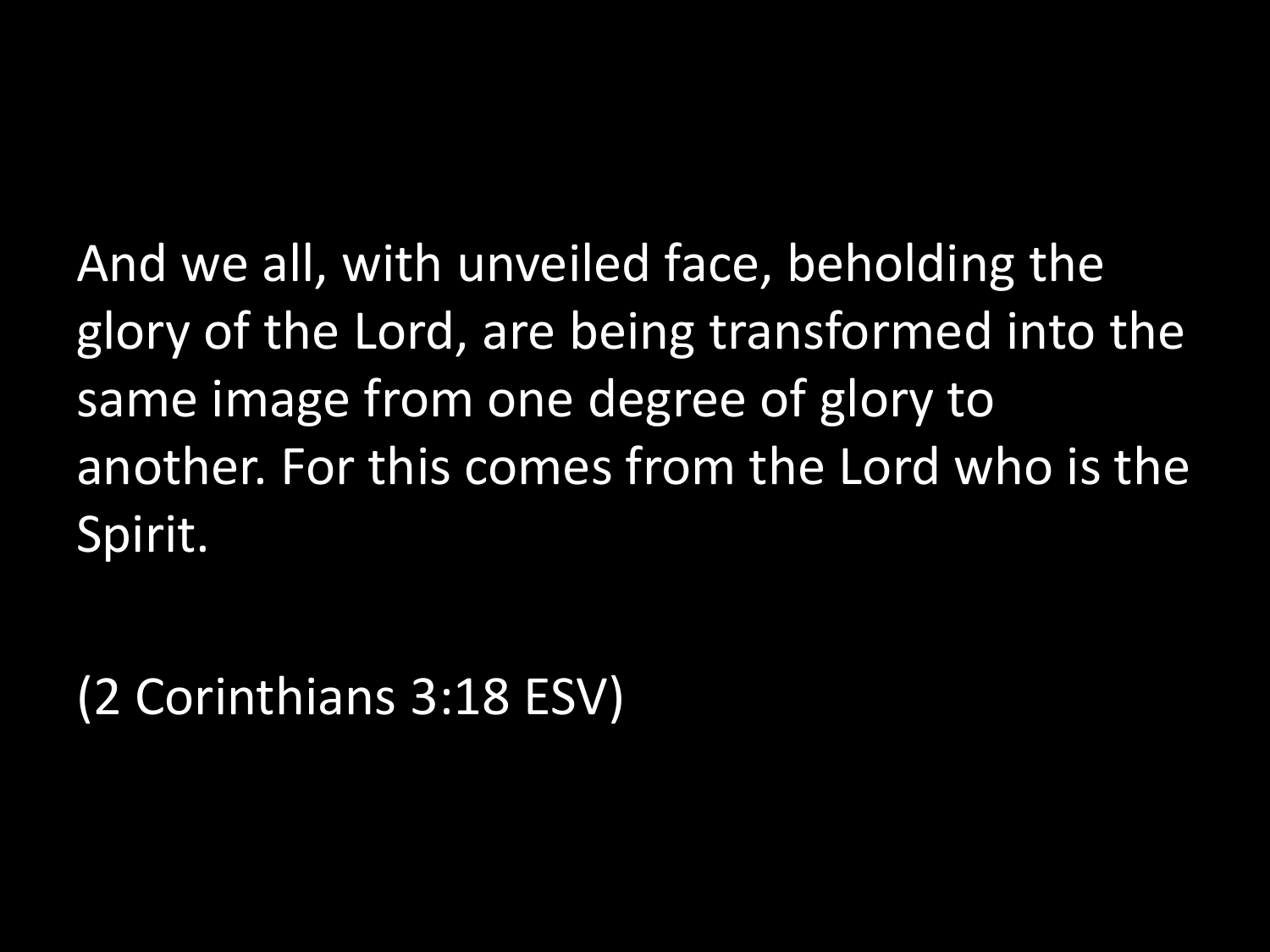And we all, with unveiled face, beholding the glory of the Lord, are being transformed into the same image from one degree of glory to another. For this comes from the Lord who is the Spirit.

(2 Corinthians 3:18 ESV)